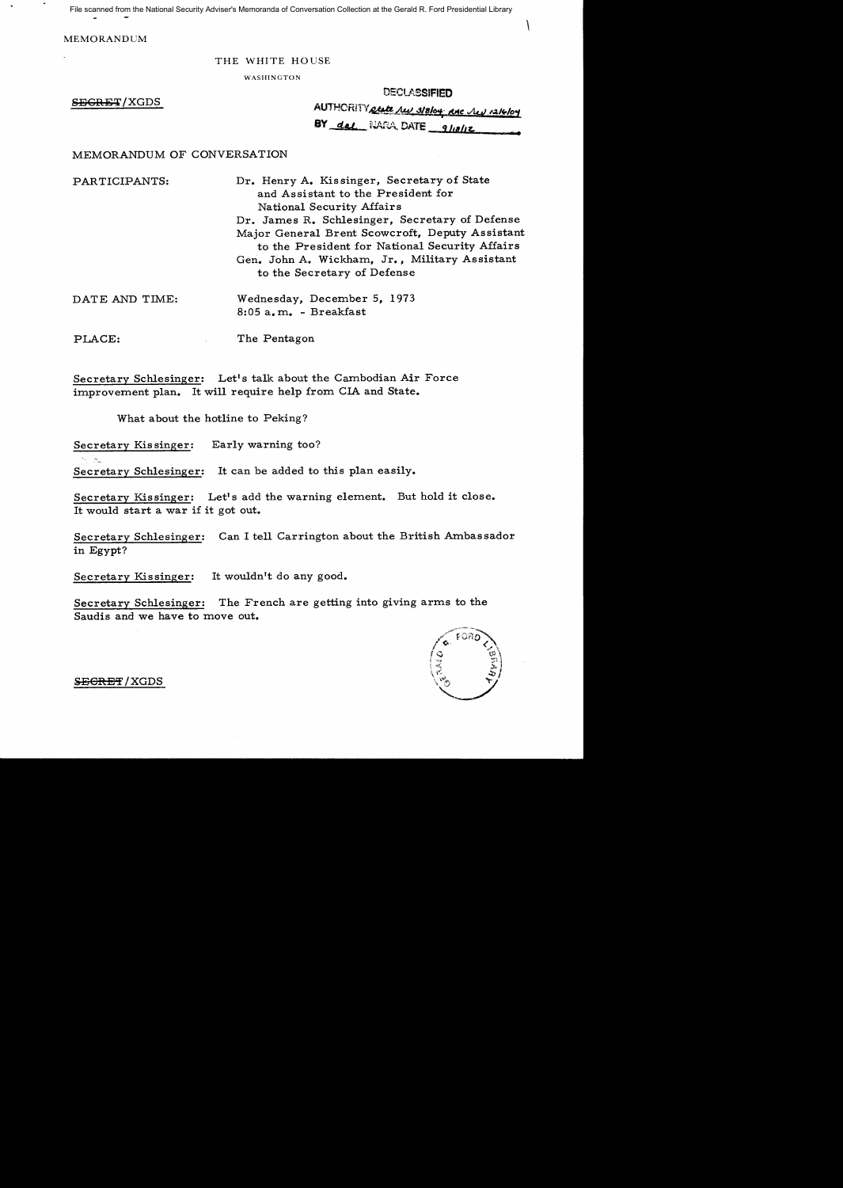File scanned from the National Security Adviser's Memoranda of Conversation Collection at the Gerald R. Ford Presidential Library

MEMORANDUM

THE WHITE HOUSE

WASHINGTON

~~SECRET~~/XGDS

DECLASSIFIED
AUTHORITY State Rev 3/8/04; RAC Rev 12/6/04
BY dal NARA, DATE 9/18/12

MEMORANDUM OF CONVERSATION

PARTICIPANTS: Dr. Henry A. Kissinger, Secretary of State and Assistant to the President for National Security Affairs
Dr. James R. Schlesinger, Secretary of Defense
Major General Brent Scowcroft, Deputy Assistant to the President for National Security Affairs
Gen. John A. Wickham, Jr., Military Assistant to the Secretary of Defense

DATE AND TIME: Wednesday, December 5, 1973
8:05 a.m. - Breakfast

PLACE: The Pentagon

Secretary Schlesinger: Let's talk about the Cambodian Air Force improvement plan. It will require help from CIA and State.

What about the hotline to Peking?

Secretary Kissinger: Early warning too?

Secretary Schlesinger: It can be added to this plan easily.

Secretary Kissinger: Let's add the warning element. But hold it close. It would start a war if it got out.

Secretary Schlesinger: Can I tell Carrington about the British Ambassador in Egypt?

Secretary Kissinger: It wouldn't do any good.

Secretary Schlesinger: The French are getting into giving arms to the Saudis and we have to move out.

~~SECRET~~/XGDS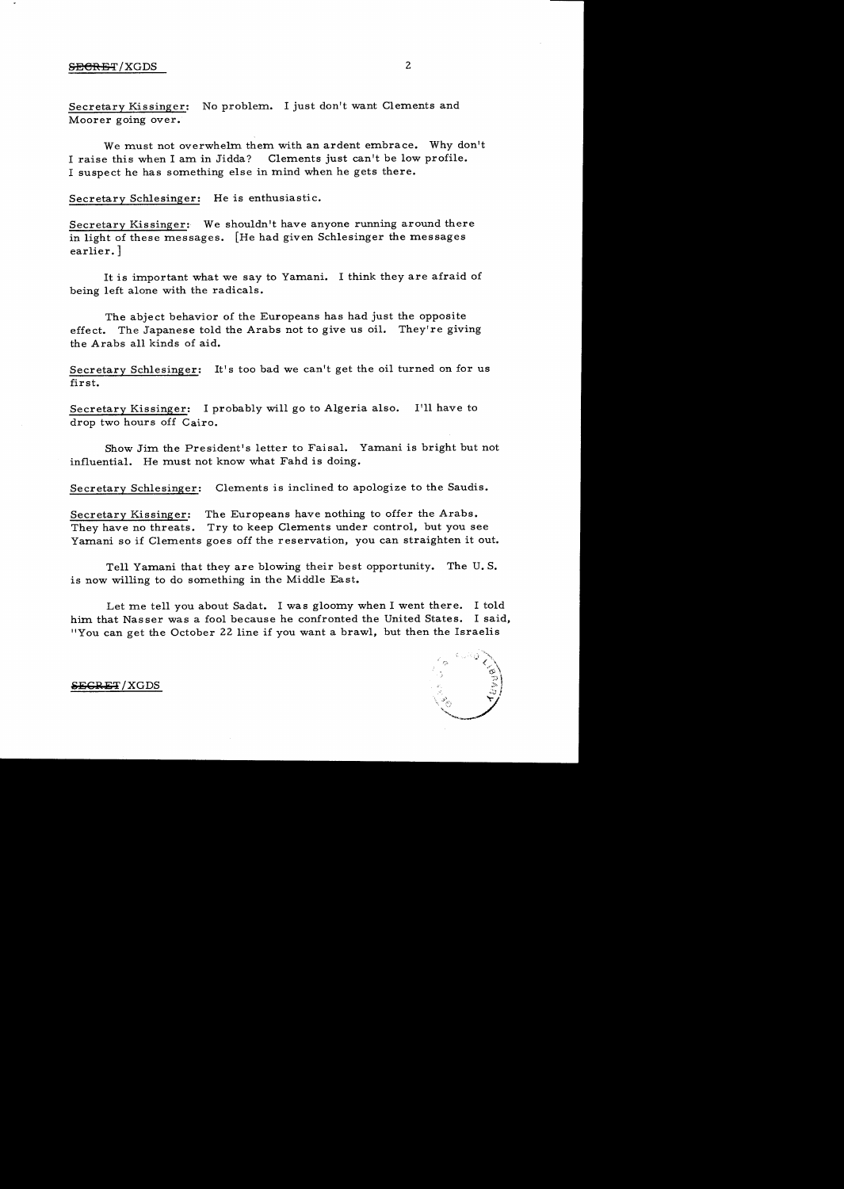Secretary Kissinger: No problem. I just don't want Clements and Moorer going over.

We must not overwhelm them with an ardent embrace. Why don't I raise this when I am in Jidda? Clements just can't be low profile. I suspect he has something else in mind when he gets there.

Secretary Schlesinger: He is enthusiastic.

Secretary Kissinger: We shouldn't have anyone running around there in light of these messages. [He had given Schlesinger the messages earlier.]

It is important what we say to Yamani. I think they are afraid of being left alone with the radicals.

The abject behavior of the Europeans has had just the opposite effect. The Japanese told the Arabs not to give us oil. They're giving the Arabs all kinds of aid.

Secretary Schlesinger: It's too bad we can't get the oil turned on for us first.

Secretary Kissinger: I probably will go to Algeria also. I'll have to drop two hours off Cairo.

Show Jim the President's letter to Faisal. Yamani is bright but not influential. He must not know what Fahd is doing.

Secretary Schlesinger: Clements is inclined to apologize to the Saudis.

Secretary Kissinger: The Europeans have nothing to offer the Arabs. They have no threats. Try to keep Clements under control, but you see Yamani so if Clements goes off the reservation, you can straighten it out.

Tell Yamani that they are blowing their best opportunity. The U.S. is now willing to do something in the Middle East.

Let me tell you about Sadat. I was gloomy when I went there. I told him that Nasser was a fool because he confronted the United States. I said, "You can get the October 22 line if you want a brawl, but then the Israelis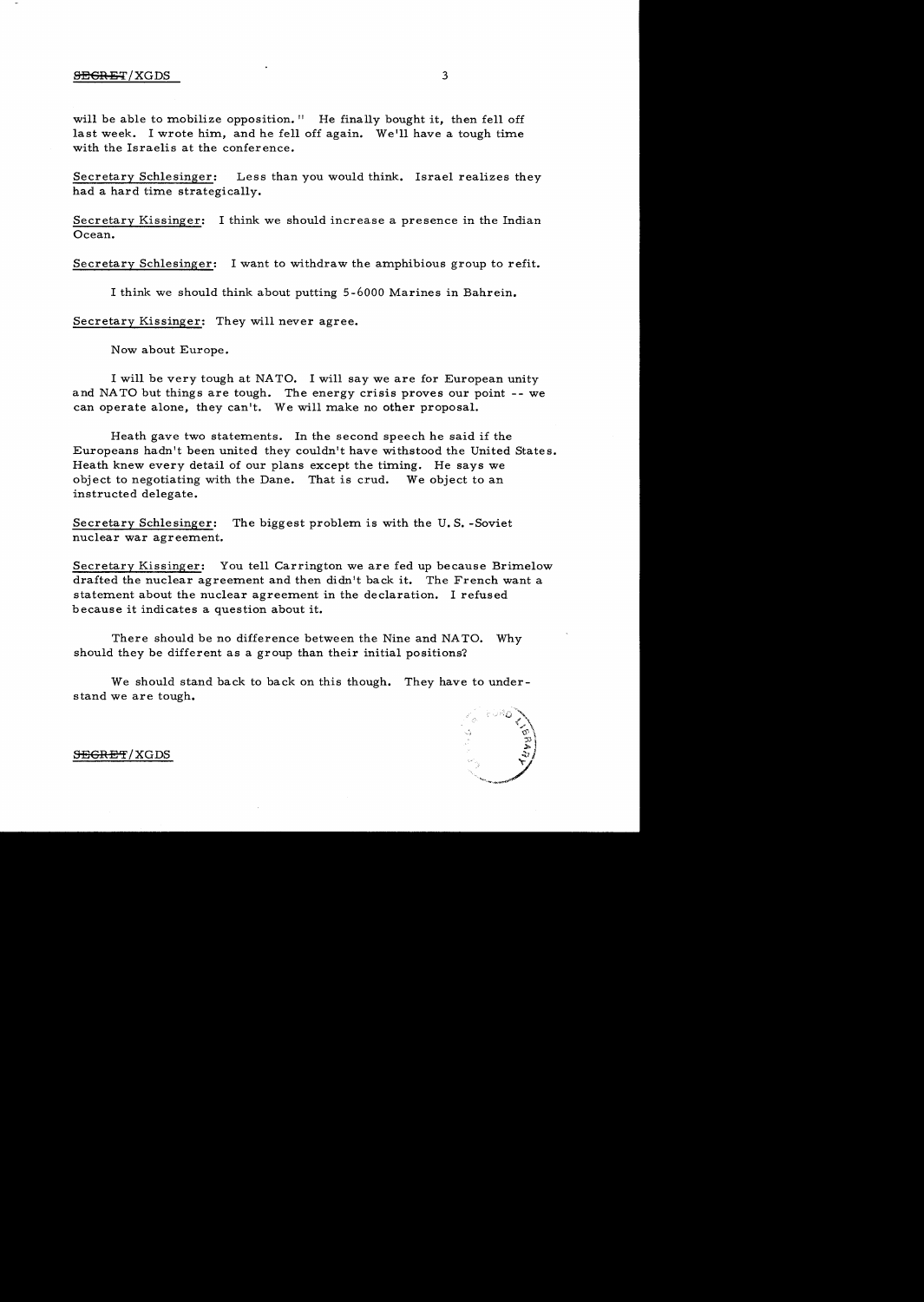will be able to mobilize opposition." He finally bought it, then fell off last week. I wrote him, and he fell off again. We'll have a tough time with the Israelis at the conference.

Secretary Schlesinger: Less than you would think. Israel realizes they had a hard time strategically.

Secretary Kissinger: I think we should increase a presence in the Indian Ocean.

Secretary Schlesinger: I want to withdraw the amphibious group to refit.

I think we should think about putting 5-6000 Marines in Bahrein.

Secretary Kissinger: They will never agree.

Now about Europe.

I will be very tough at NATO. I will say we are for European unity and NATO but things are tough. The energy crisis proves our point -- we can operate alone, they can't. We will make no other proposal.

Heath gave two statements. In the second speech he said if the Europeans hadn't been united they couldn't have withstood the United States. Heath knew every detail of our plans except the timing. He says we object to negotiating with the Dane. That is crud. We object to an instructed delegate.

Secretary Schlesinger: The biggest problem is with the U.S.-Soviet nuclear war agreement.

Secretary Kissinger: You tell Carrington we are fed up because Brimelow drafted the nuclear agreement and then didn't back it. The French want a statement about the nuclear agreement in the declaration. I refused because it indicates a question about it.

There should be no difference between the Nine and NATO. Why should they be different as a group than their initial positions?

We should stand back to back on this though. They have to understand we are tough.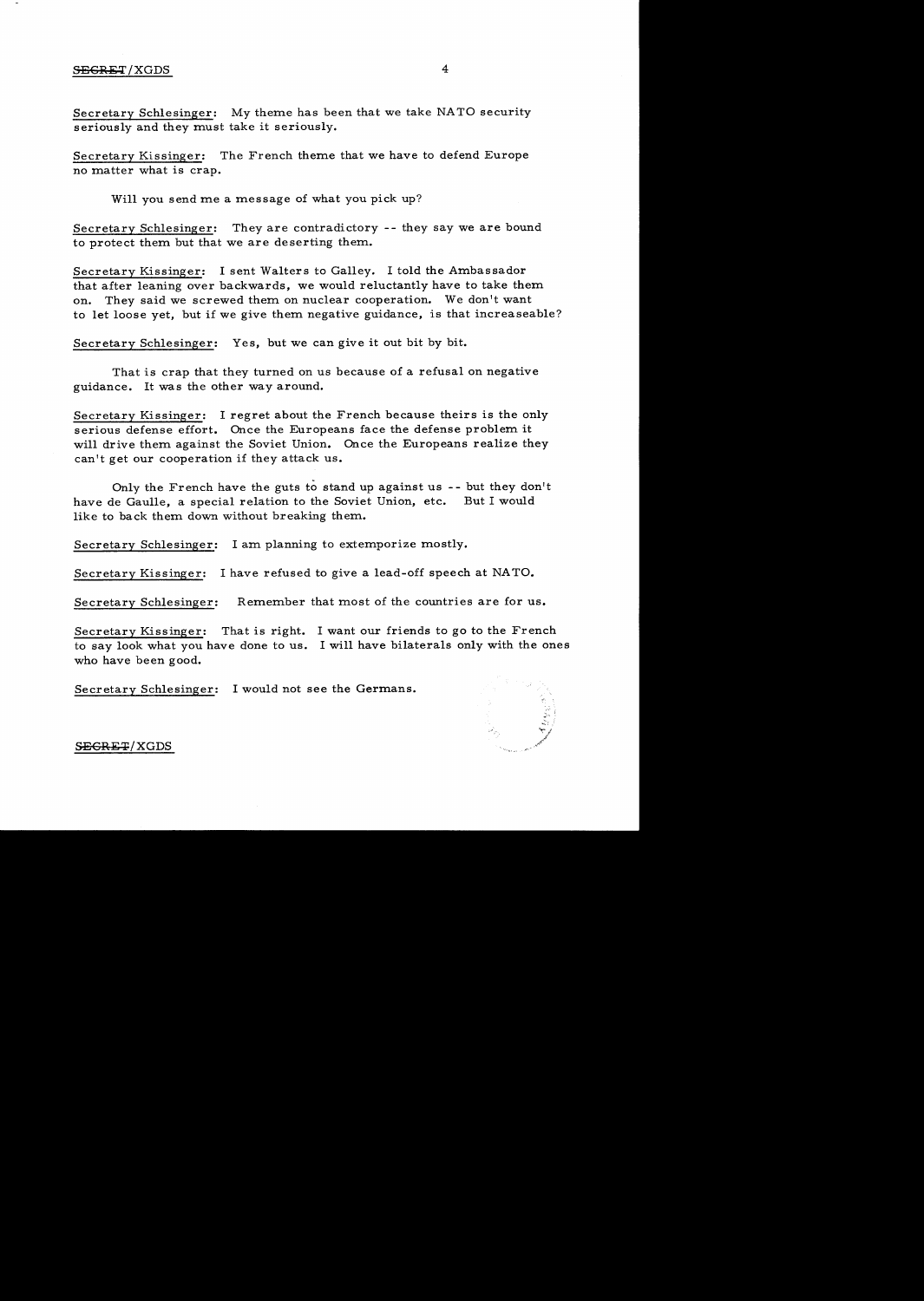Secretary Schlesinger: My theme has been that we take NATO security seriously and they must take it seriously.

Secretary Kissinger: The French theme that we have to defend Europe no matter what is crap.

Will you send me a message of what you pick up?

Secretary Schlesinger: They are contradictory -- they say we are bound to protect them but that we are deserting them.

Secretary Kissinger: I sent Walters to Galley. I told the Ambassador that after leaning over backwards, we would reluctantly have to take them on. They said we screwed them on nuclear cooperation. We don't want to let loose yet, but if we give them negative guidance, is that increaseable?

Secretary Schlesinger: Yes, but we can give it out bit by bit.

That is crap that they turned on us because of a refusal on negative guidance. It was the other way around.

Secretary Kissinger: I regret about the French because theirs is the only serious defense effort. Once the Europeans face the defense problem it will drive them against the Soviet Union. Once the Europeans realize they can't get our cooperation if they attack us.

Only the French have the guts to stand up against us -- but they don't have de Gaulle, a special relation to the Soviet Union, etc. But I would like to back them down without breaking them.

Secretary Schlesinger: I am planning to extemporize mostly.

Secretary Kissinger: I have refused to give a lead-off speech at NATO.

Secretary Schlesinger: Remember that most of the countries are for us.

Secretary Kissinger: That is right. I want our friends to go to the French to say look what you have done to us. I will have bilaterals only with the ones who have been good.

Secretary Schlesinger: I would not see the Germans.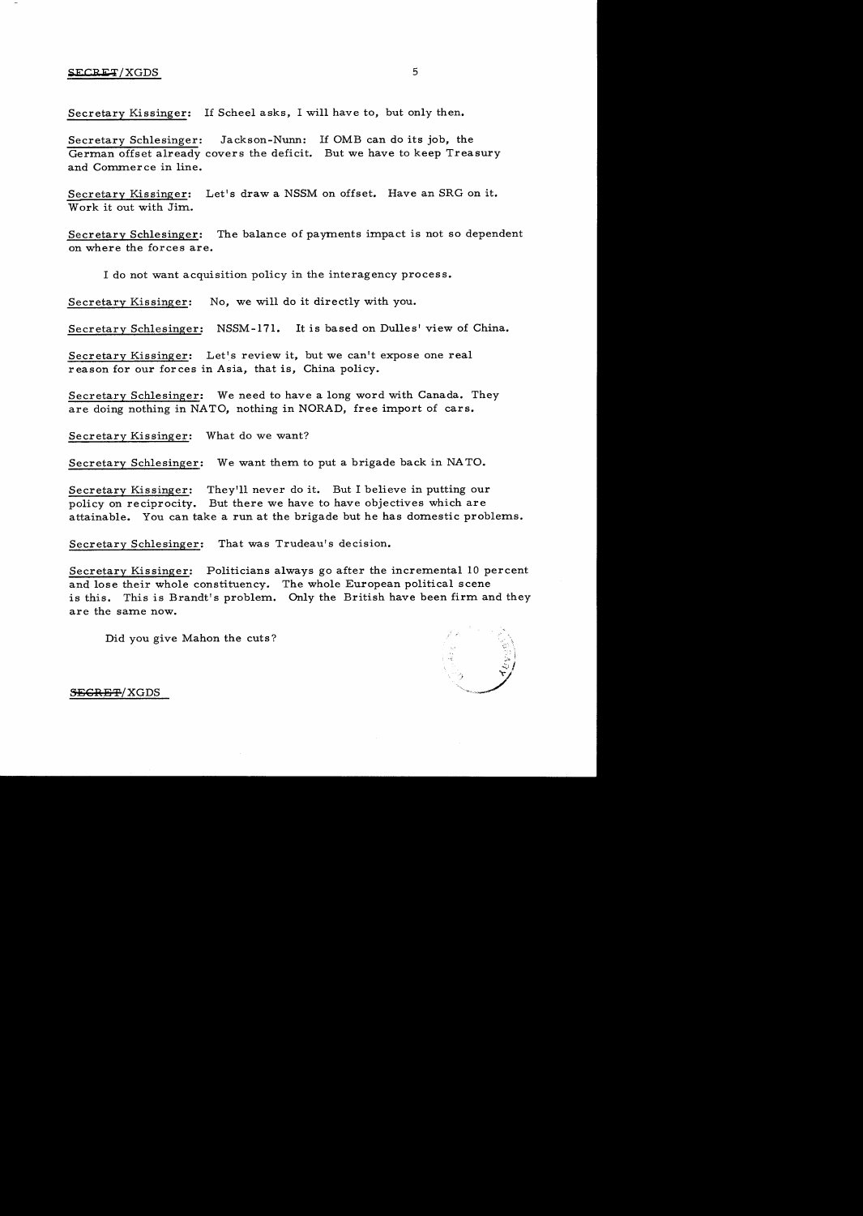Secretary Kissinger: If Scheel asks, I will have to, but only then.

Secretary Schlesinger: Jackson-Nunn: If OMB can do its job, the German offset already covers the deficit. But we have to keep Treasury and Commerce in line.

Secretary Kissinger: Let's draw a NSSM on offset. Have an SRG on it. Work it out with Jim.

Secretary Schlesinger: The balance of payments impact is not so dependent on where the forces are.

I do not want acquisition policy in the interagency process.

Secretary Kissinger: No, we will do it directly with you.

Secretary Schlesinger: NSSM-171. It is based on Dulles' view of China.

Secretary Kissinger: Let's review it, but we can't expose one real reason for our forces in Asia, that is, China policy.

Secretary Schlesinger: We need to have a long word with Canada. They are doing nothing in NATO, nothing in NORAD, free import of cars.

Secretary Kissinger: What do we want?

Secretary Schlesinger: We want them to put a brigade back in NATO.

Secretary Kissinger: They'll never do it. But I believe in putting our policy on reciprocity. But there we have to have objectives which are attainable. You can take a run at the brigade but he has domestic problems.

Secretary Schlesinger: That was Trudeau's decision.

Secretary Kissinger: Politicians always go after the incremental 10 percent and lose their whole constituency. The whole European political scene is this. This is Brandt's problem. Only the British have been firm and they are the same now.

Did you give Mahon the cuts?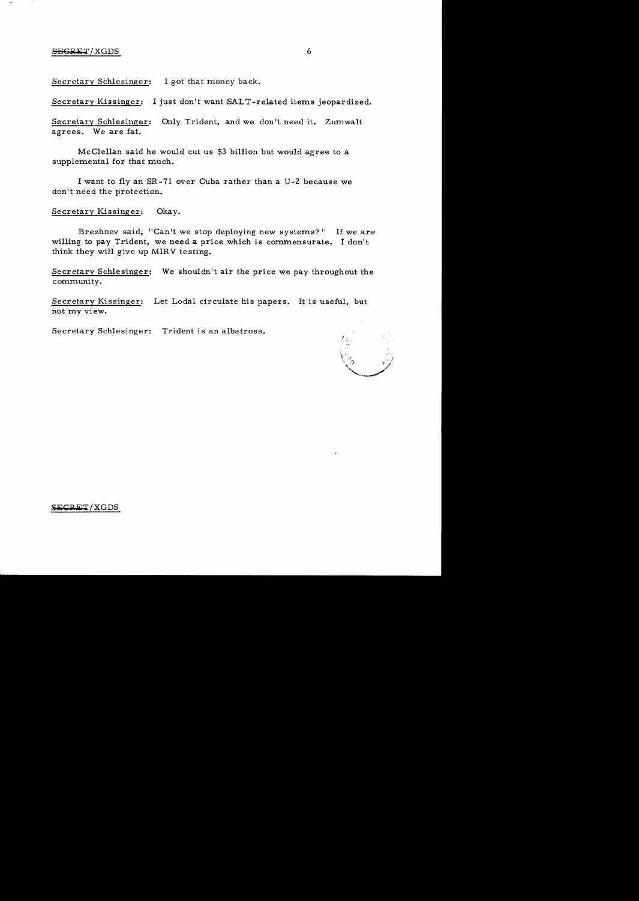Secretary Schlesinger: I got that money back.

Secretary Kissinger: I just don't want SALT-related items jeopardized.

Secretary Schlesinger: Only Trident, and we don't need it. Zumwalt agrees. We are fat.

McClellan said he would cut us $3 billion but would agree to a supplemental for that much.

I want to fly an SR-71 over Cuba rather than a U-2 because we don't need the protection.

Secretary Kissinger: Okay.

Brezhnev said, "Can't we stop deploying new systems?" If we are willing to pay Trident, we need a price which is commensurate. I don't think they will give up MIRV testing.

Secretary Schlesinger: We shouldn't air the price we pay throughout the community.

Secretary Kissinger: Let Lodal circulate his papers. It is useful, but not my view.

Secretary Schlesinger: Trident is an albatross.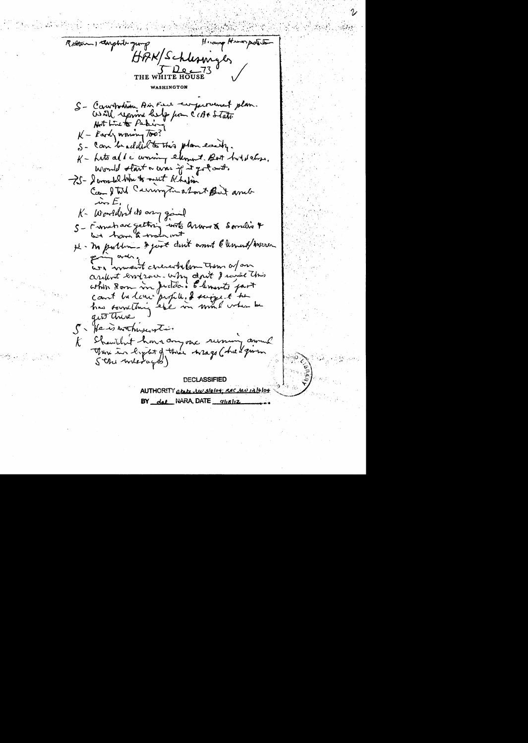Return | Amphib group — Huang Hua postcards

HAK/Schlesinger

5 Dec 73

THE WHITE HOUSE

WASHINGTON

S – Cambodian Air Force improvement plan. Will require help from CIA & State. Not live to Peking.

K – Early warning too?

S – Can be added to this plan easily.

K – Lets add e warning element. But hold close. Would start a war if it got out.

→S – I would like to visit Khalid. Can I tell Carrington about Brit arms in E.

K – Wouldn't do any good

S – French are getting into arms & Saudis & we have to work out

K – My problem – I just don't want Elements/others going over. We mustn't overestimate them or our ardent embrace. Why don't I raise this when I am in Jidda. Elements just can't be low profile. I suspect he has something else in mind when he gets there.

S – He is enthusiastic.

K – Shouldn't have anyone running around there in light of their outrages (the 2 given 5 the interagency)

DECLASSIFIED

AUTHORITY State Rev 3/8/04; RAC Rev 12/6/04

BY dal NARA, DATE 9/18/12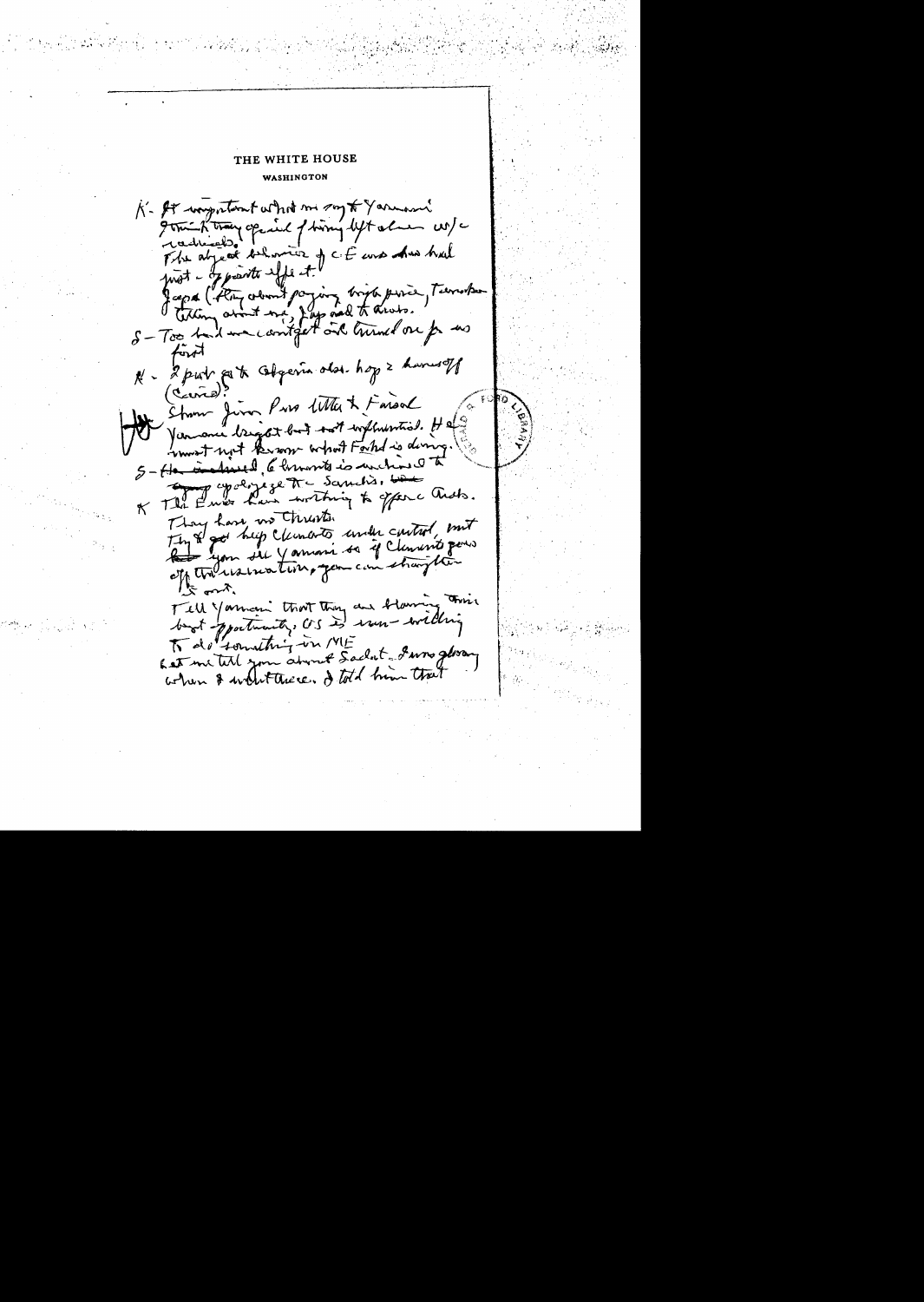# THE WHITE HOUSE

WASHINGTON

K - It important what we say to Yamani. I think they afraid of being left alone w/c radicals. The abject behavior of C.E. and Ams had just the opposite effect.

Japs (Fitting about paying high price, Tanaka talking about one, Japs sold to Arabs.

S - Too bad we can't get out Turned on for us first

K - I put out to Algeria also. hope 2 hands off (Cairo)?

Strom Jim Pres letter to Faisal

Yamani bright but not influential. He must not know what Fahd is doing.

S - He inclined, 6 months is inclined to apologize to Sanctis.

K The Euros have nothing to offer Arabs. They have no threats.

Try to get help Clements under control, but if you see Yamani so if Clements goes off the reservation, you can straighten it out.

Tell Yamani that they are blowing their best opportunity. US is un-willing to do something in ME

Let me tell you about Sadat. I was glowing when I visited there. I told him that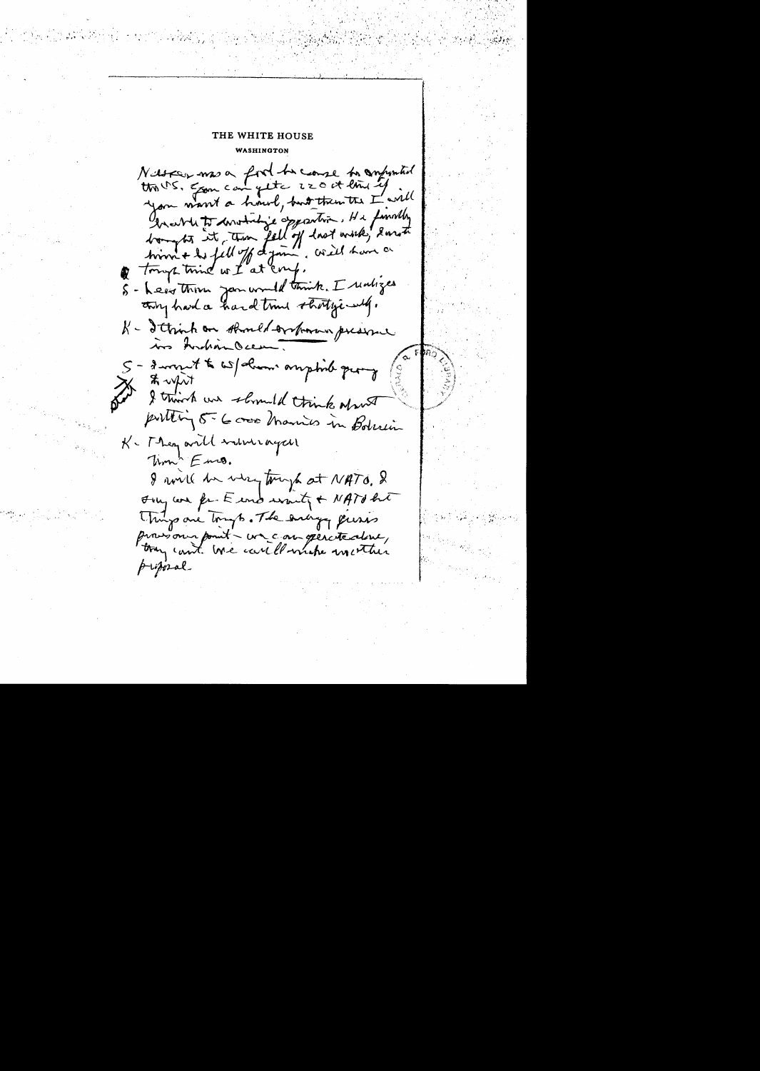THE WHITE HOUSE

WASHINGTON

Nixon was a fool to cause to confront the US. You can get a 220 ct limit if you want a hard, but then the I will have to mobilize opposition. He finally bought it, then fell off last week, I wrote him & he fell off again. Will have a tough time w/ I at conf.

S - Less than you would think. I realizes they had a hard time strategically.

K - I think we should oppose presence in Indian Ocean.

S - I want to us/ them anything going to visit

I think we should think about putting 5-6 000 Marines in Bolivia

K - They will encourage them Euro.

I will be very tough at NATO. I say we for Euro unity & NATO but things are tough. The energy crisis proves our point - we can operate alone, they can't. We will make another proposal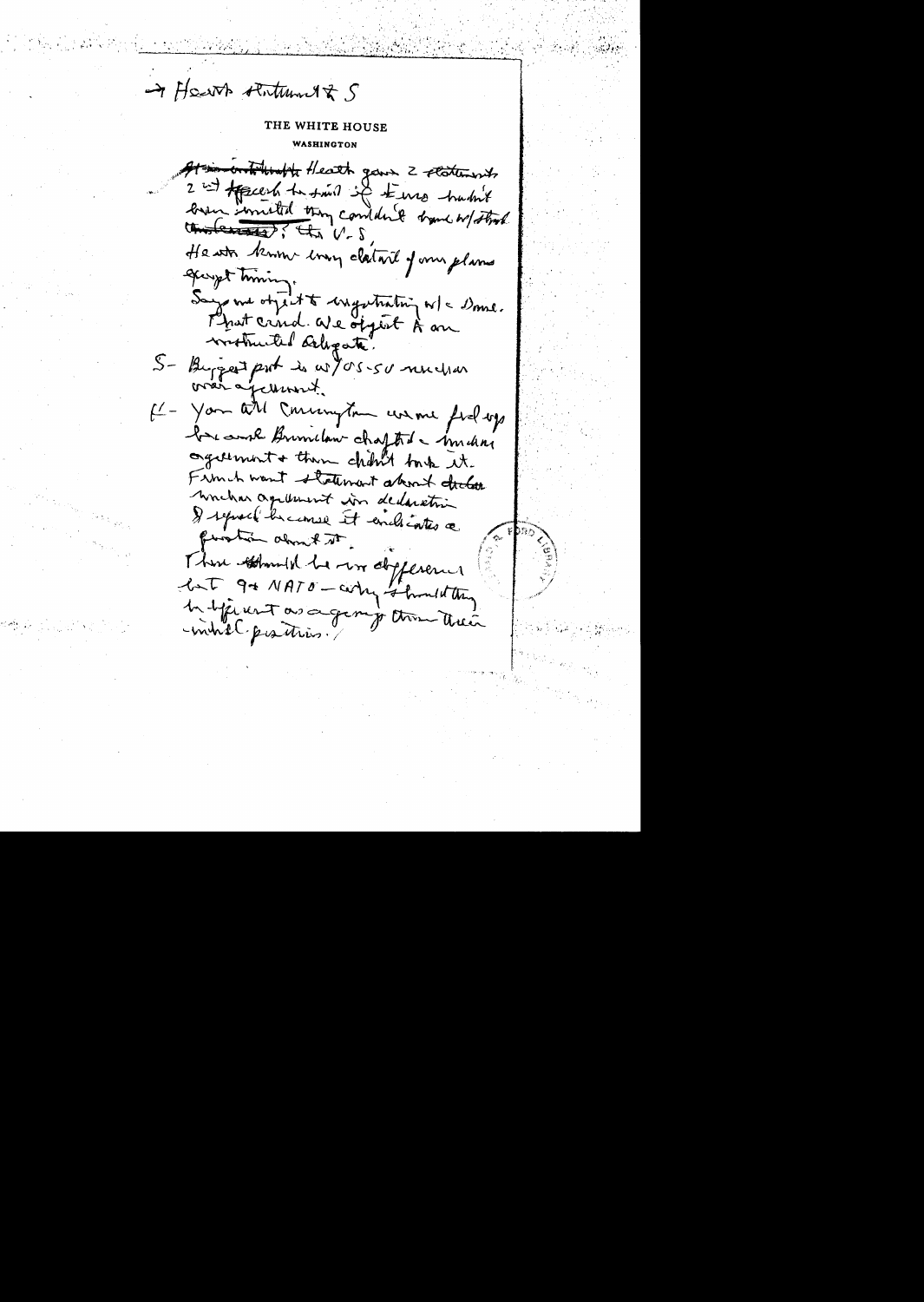→ Heath statement to S

THE WHITE HOUSE
WASHINGTON

~~At ... Heath~~ Heath gave 2 statements 2nd speech he said if Euro hadn't been consulted they couldn't have w/stood ~~...~~; the U.S.

Heath knew every detail of our plans except timing.

Says we object to negotiating w/ a Dome. That could. We object to an instructed delegate.

S - Biggest prob is w/ US-SU nuclear war agreement.

K - You and Carrington were fed up because Bromley drafted a nuclear agreement & then didn't back it.

French want statement about ~~...~~ nuclear agreement in declaration. I refused because it indicates a fixation about it.

There should be no difference but 9 + NATO - why should they be different as a group than their individual positions.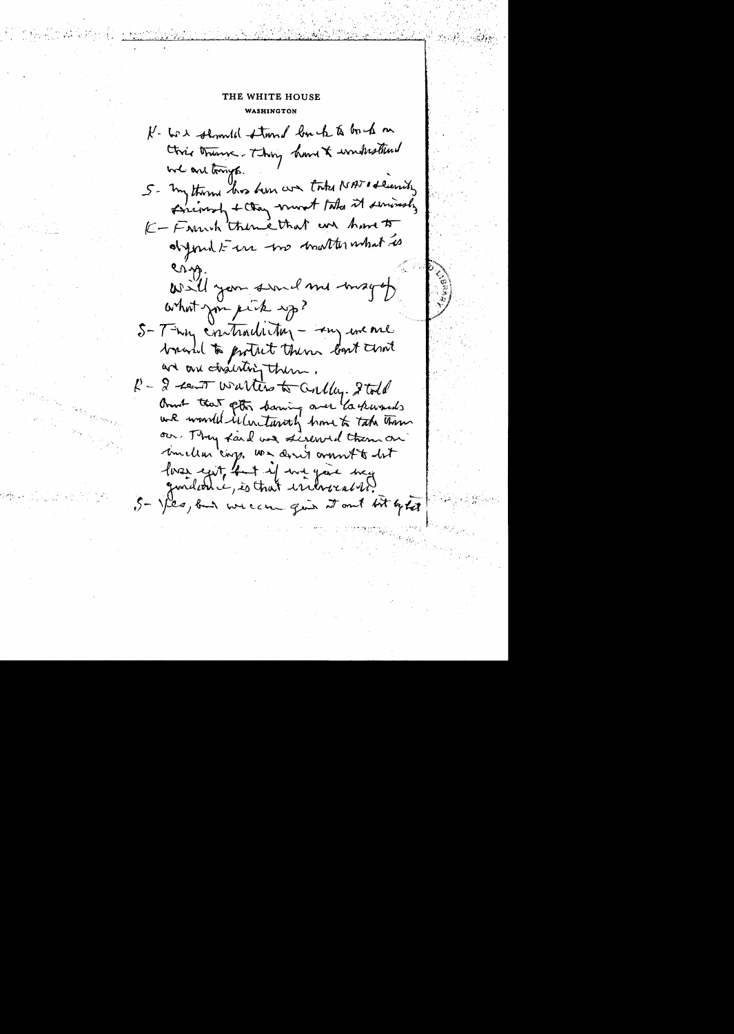THE WHITE HOUSE

WASHINGTON

K- We should stand back to back on this theme. They have to understand we are tough.

S- My theme has been we take NATO security seriously & they must take it seriously

K- French theme that we have to defend Eur no matter what is crazy.

Will you send me mazy of what you pick up?

S- They contradictory - say we are bound to protect them but that we are deserting them.

K- I sent Walters to Colby. I told him that after having used Kurds we would voluntarily have to take them over. They said we screwed them on Indian cays. We don't want to let loose yet, but if we give any guidance, is that irrevocable?

S- Yes, but we can give it out bit by bit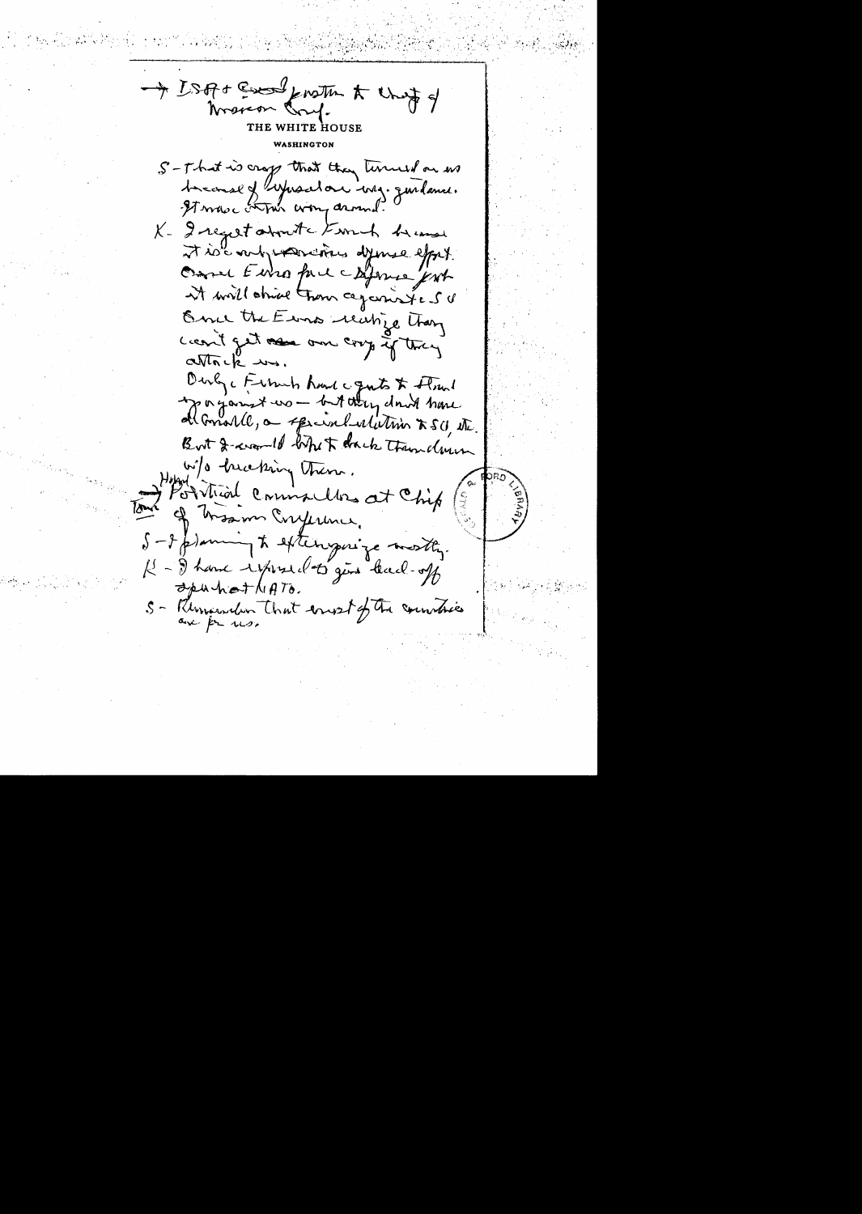→ ISA + Greek protest to Chief of Mission Conf.

THE WHITE HOUSE

WASHINGTON

S - That is crap that they turned on us because of refusal on mil. guidance. It was other way around.

K - I regret about the French because it is only a serious defense effort. Once Euros face defense part it will drive them against SU. Once the Euros realize they can't get our crap if they attack us.

Only the French have the guts to stand up against us — but they don't have de Gaulle, a special relation to SU etc. But I would like to back them down w/o breaking them.

→ Political consultations at Chief of Mission Conference.

S - I planning to extemporize mostly.

K - I have refused to give lead-off speech at NATO.

S - Remember that most of the countries are for us.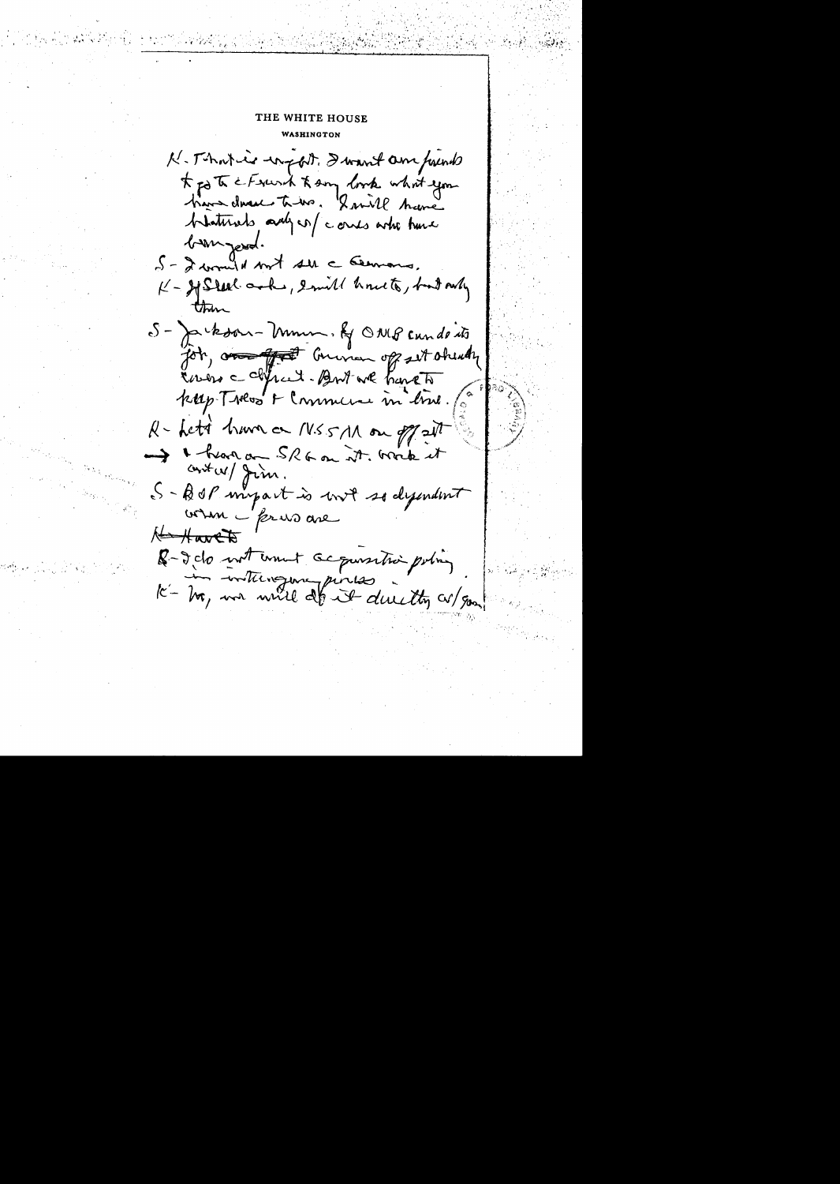THE WHITE HOUSE

WASHINGTON

K - That is right. I want our friends to go to the French to say look what you have done to us. I will have bilaterals only w/ the ones who have been good.

S - I would not see the Germans.

K - If Skeel asks, I will have to, but only then.

S - Jackson-Vanik. If OMB can do its job, ~~our~~ ~~effort~~ Cranston offset already covers the deficit. But we have to keep Treas & Commerce in line.

R - Let's have an NSSM on offset

→ & have an SRG on it. Work it out w/ Jim.

S - BOP impact is not so dependent when the prices are

~~K - Have to~~

R - I do not want acquisition policy in intelligence press.

K - No, we will do it directly w/ you.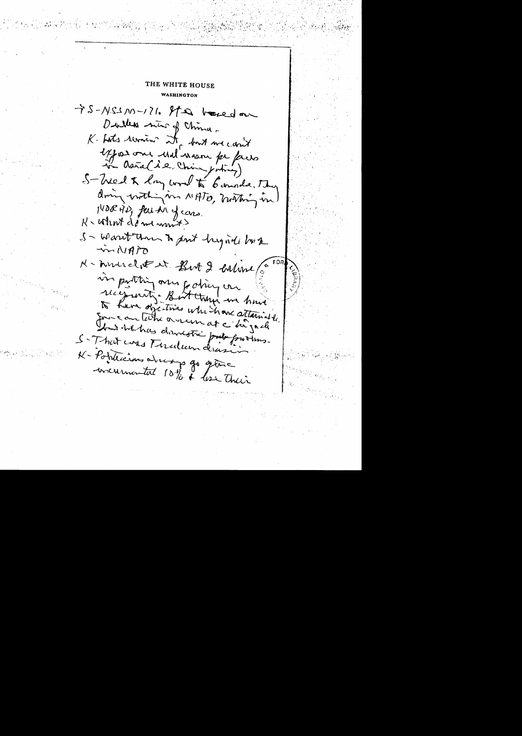THE WHITE HOUSE

WASHINGTON

→ S-NSSM-171. It is based on Dulles view of China.

K. Lets review it, but we can't expose one until reason for forces in Asia (i.e. China posture)

S-Need to say word to Canada. They doing nothing in NATO, nothing in NORAD, fall-out of cars.

K - What do we want?

S - Want them to put brigade back in NATO

K - Mention it. But I believe in putting our policy on necessity. But then we have to have objectives which are attainable. You can take a run at a brigade but he has domestic pol problems.

S - That was Trudeau decision

K - Politicians always go after incremental 10% & lose their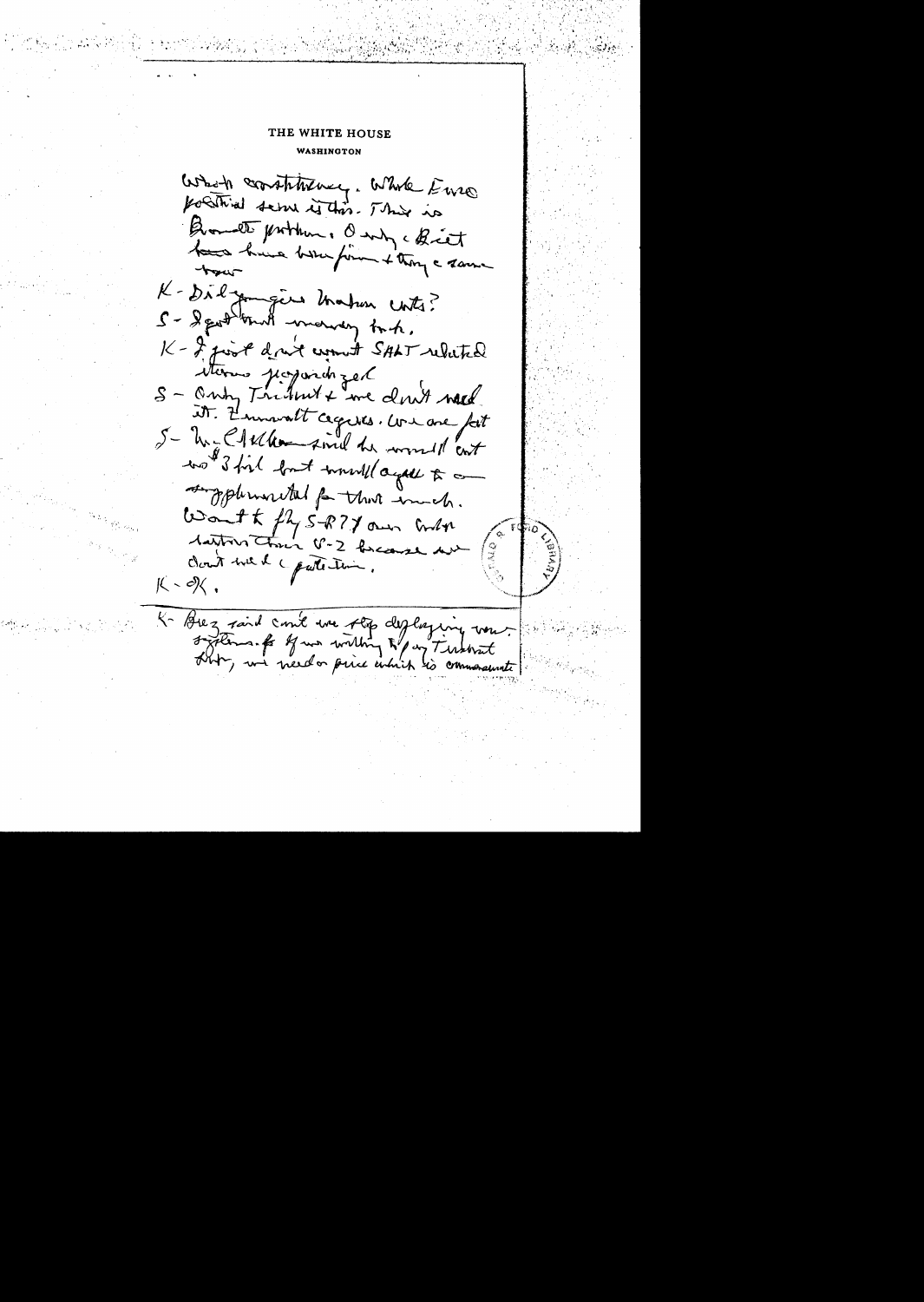THE WHITE HOUSE
WASHINGTON

Which constituency. While Euro political scene is this. This is Brandt position. Only c Brit have been firm + they c same tour

K - Did you give Mahon cuts?

S - I got hurt marvy bit.

K - I just don't want SALT related items jeopardized

S - Only Trident + we don't need it. Emmonatt agrees. We are fat

S - McClellan said he would cut $3 bil but would agree to a supplemental for that much. Want to fly SR-71 over Indo nations then U-2 because we don't need c protection.

K - OK.

K - Brez said can't we stop deploying new systems. If we willing to pay Trident price, we need a price which is commensurate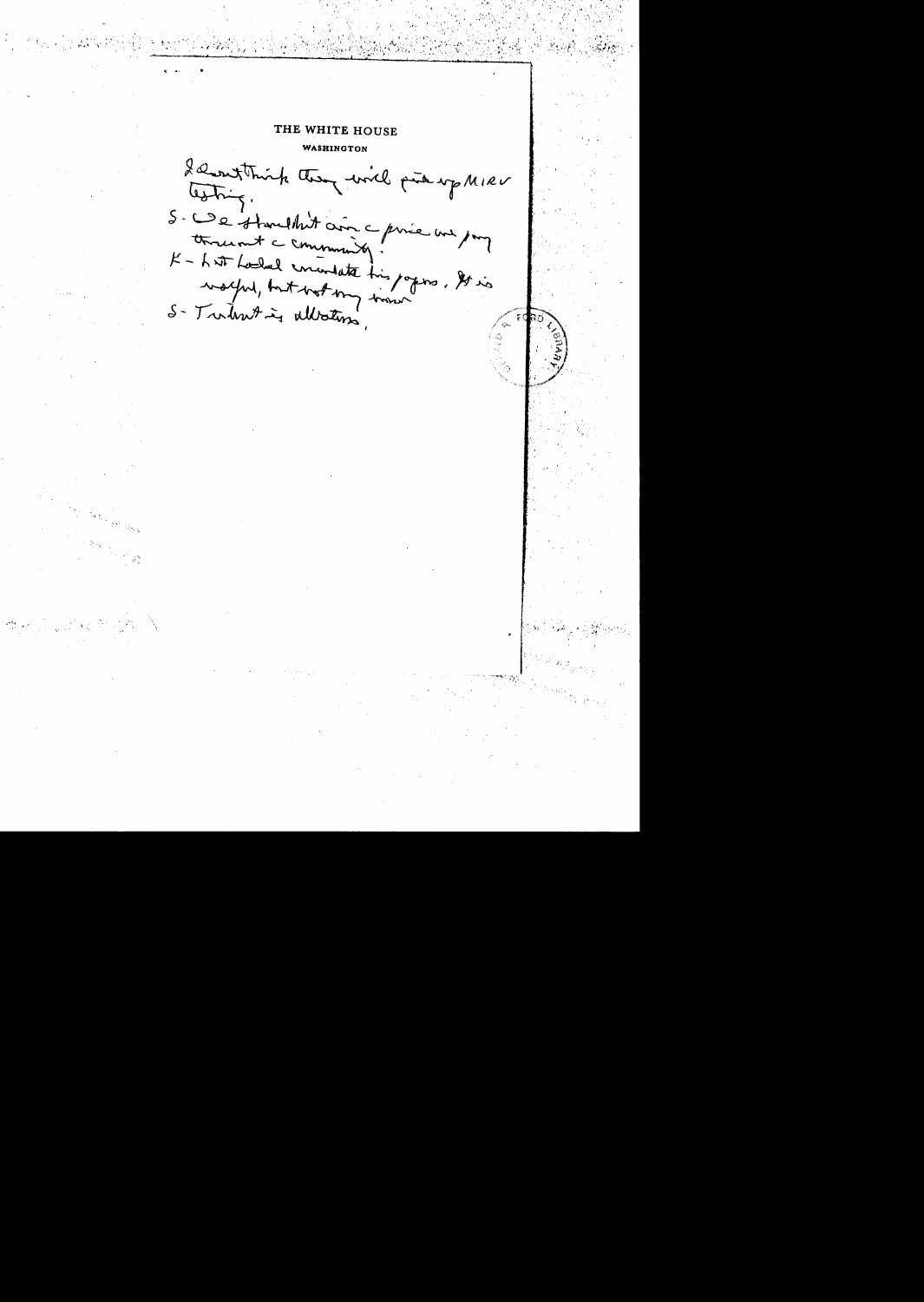THE WHITE HOUSE

WASHINGTON

I don't think they will give up MIRV testing.

S - We shouldn't aim c price we pay to reach c community.

K - but would mandate his programs. It is useful, but not very much

S - Trident is ultimate.